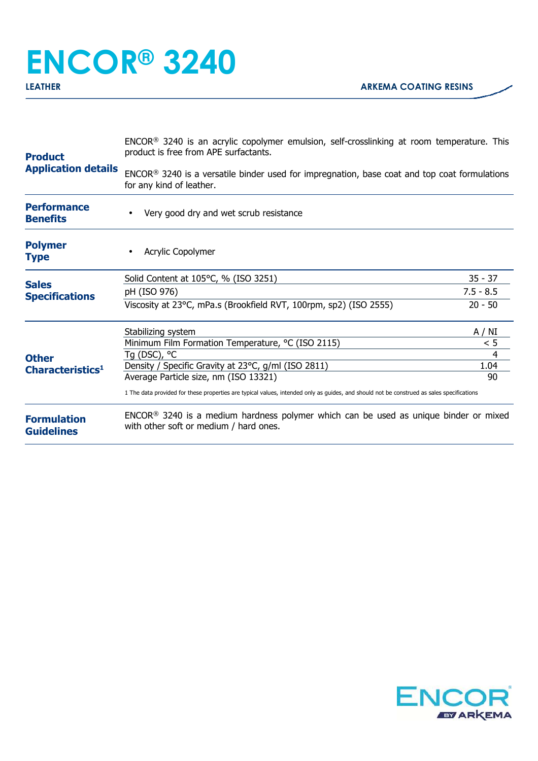# ENCOR® 3240

**LEATHER** — **ARKEMA COATING RESINS**

## Product Application details

ENCOR® 3240 is an acrylic copolymer emulsion, self-crosslinking at room temperature. This product is free from APE surfactants.

ENCOR® 3240 is a versatile binder used for impregnation, base coat and top coat formulations for any kind of leather.

## Performance Benefits

- Very good dry and wet scrub resistance

## Polymer Type

- Acrylic Copolymer

## Sales Specifications

| Property | Value |
|---|---|
| Solid Content at 105°C, % (ISO 3251) | 35 - 37 |
| pH (ISO 976) | 7.5 - 8.5 |
| Viscosity at 23°C, mPa.s (Brookfield RVT, 100rpm, sp2) (ISO 2555) | 20 - 50 |

## Other Characteristics[1]

| Property | Value |
|---|---|
| Stabilizing system | A / NI |
| Minimum Film Formation Temperature, °C (ISO 2115) | < 5 |
| Tg (DSC), °C | 4 |
| Density / Specific Gravity at 23°C, g/ml (ISO 2811) | 1.04 |
| Average Particle size, nm (ISO 13321) | 90 |

1 The data provided for these properties are typical values, intended only as guides, and should not be construed as sales specifications

## Formulation Guidelines

ENCOR® 3240 is a medium hardness polymer which can be used as unique binder or mixed with other soft or medium / hard ones.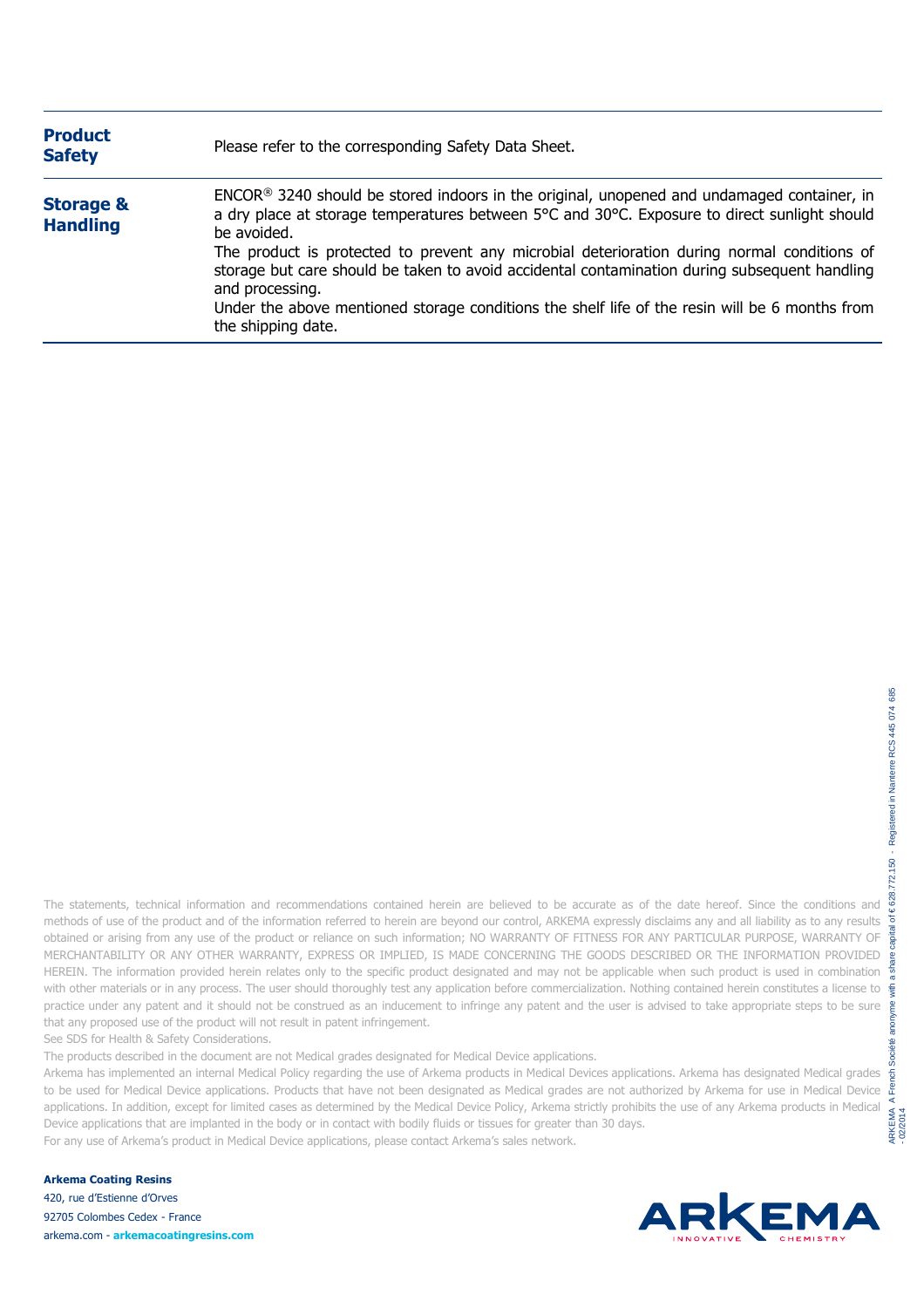| | |
|---|---|
| **Product Safety** | Please refer to the corresponding Safety Data Sheet. |
| **Storage & Handling** | ENCOR® 3240 should be stored indoors in the original, unopened and undamaged container, in a dry place at storage temperatures between 5°C and 30°C. Exposure to direct sunlight should be avoided.<br>The product is protected to prevent any microbial deterioration during normal conditions of storage but care should be taken to avoid accidental contamination during subsequent handling and processing.<br>Under the above mentioned storage conditions the shelf life of the resin will be 6 months from the shipping date. |

The statements, technical information and recommendations contained herein are believed to be accurate as of the date hereof. Since the conditions and methods of use of the product and of the information referred to herein are beyond our control, ARKEMA expressly disclaims any and all liability as to any results obtained or arising from any use of the product or reliance on such information; NO WARRANTY OF FITNESS FOR ANY PARTICULAR PURPOSE, WARRANTY OF MERCHANTABILITY OR ANY OTHER WARRANTY, EXPRESS OR IMPLIED, IS MADE CONCERNING THE GOODS DESCRIBED OR THE INFORMATION PROVIDED HEREIN. The information provided herein relates only to the specific product designated and may not be applicable when such product is used in combination with other materials or in any process. The user should thoroughly test any application before commercialization. Nothing contained herein constitutes a license to practice under any patent and it should not be construed as an inducement to infringe any patent and the user is advised to take appropriate steps to be sure that any proposed use of the product will not result in patent infringement.
See SDS for Health & Safety Considerations.

The products described in the document are not Medical grades designated for Medical Device applications.
Arkema has implemented an internal Medical Policy regarding the use of Arkema products in Medical Devices applications. Arkema has designated Medical grades to be used for Medical Device applications. Products that have not been designated as Medical grades are not authorized by Arkema for use in Medical Device applications. In addition, except for limited cases as determined by the Medical Device Policy, Arkema strictly prohibits the use of any Arkema products in Medical Device applications that are implanted in the body or in contact with bodily fluids or tissues for greater than 30 days.
For any use of Arkema's product in Medical Device applications, please contact Arkema's sales network.

**Arkema Coating Resins**
420, rue d'Estienne d'Orves
92705 Colombes Cedex - France
arkema.com - **arkemacoatingresins.com**

ARKEMA A French Société anonyme with a share capital of € 628 772 150 - Registered in Nanterre RCS 445 074 685 - 02/2014